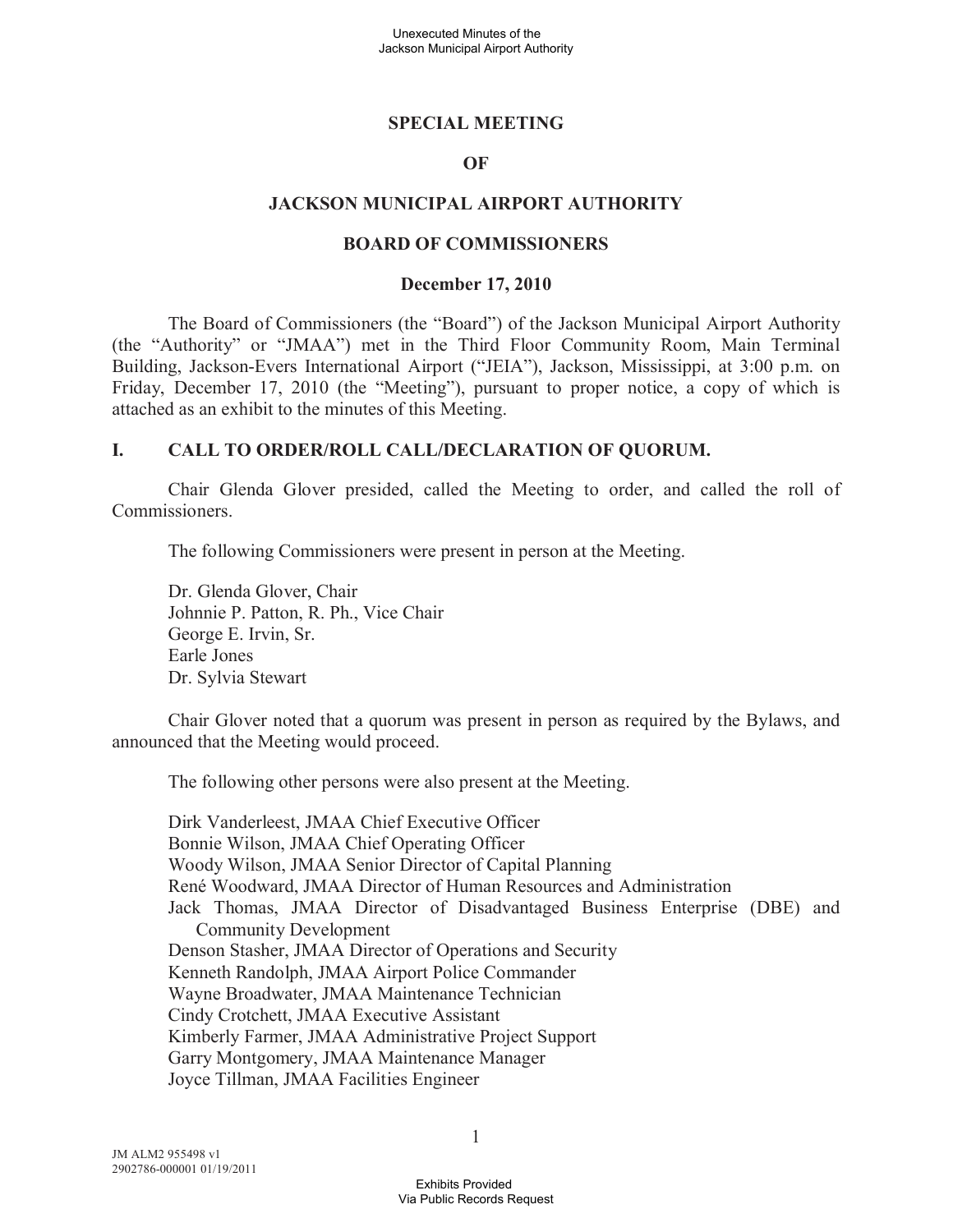# SPECIAL MEETING

# OF

# JACKSON MUNICIPAL AIRPORT AUTHORITY

# BOARD OF COMMISSIONERS

## December 17, 2010

The Board of Commissioners (the "Board") of the Jackson Municipal Airport Authority (the "Authority" or "JMAA") met in the Third Floor Community Room, Main Terminal Building, Jackson-Evers International Airport ("JEIA"), Jackson, Mississippi, at 3:00 p.m. on Friday, December 17, 2010 (the "Meeting"), pursuant to proper notice, a copy of which is attached as an exhibit to the minutes of this Meeting.

## I. CALL TO ORDER/ROLL CALL/DECLARATION OF QUORUM.

Chair Glenda Glover presided, called the Meeting to order, and called the roll of Commissioners.

The following Commissioners were present in person at the Meeting.

Dr. Glenda Glover, Chair
Johnnie P. Patton, R. Ph., Vice Chair
George E. Irvin, Sr.
Earle Jones
Dr. Sylvia Stewart

Chair Glover noted that a quorum was present in person as required by the Bylaws, and announced that the Meeting would proceed.

The following other persons were also present at the Meeting.

Dirk Vanderleest, JMAA Chief Executive Officer
Bonnie Wilson, JMAA Chief Operating Officer
Woody Wilson, JMAA Senior Director of Capital Planning
René Woodward, JMAA Director of Human Resources and Administration
Jack Thomas, JMAA Director of Disadvantaged Business Enterprise (DBE) and Community Development
Denson Stasher, JMAA Director of Operations and Security
Kenneth Randolph, JMAA Airport Police Commander
Wayne Broadwater, JMAA Maintenance Technician
Cindy Crotchett, JMAA Executive Assistant
Kimberly Farmer, JMAA Administrative Project Support
Garry Montgomery, JMAA Maintenance Manager
Joyce Tillman, JMAA Facilities Engineer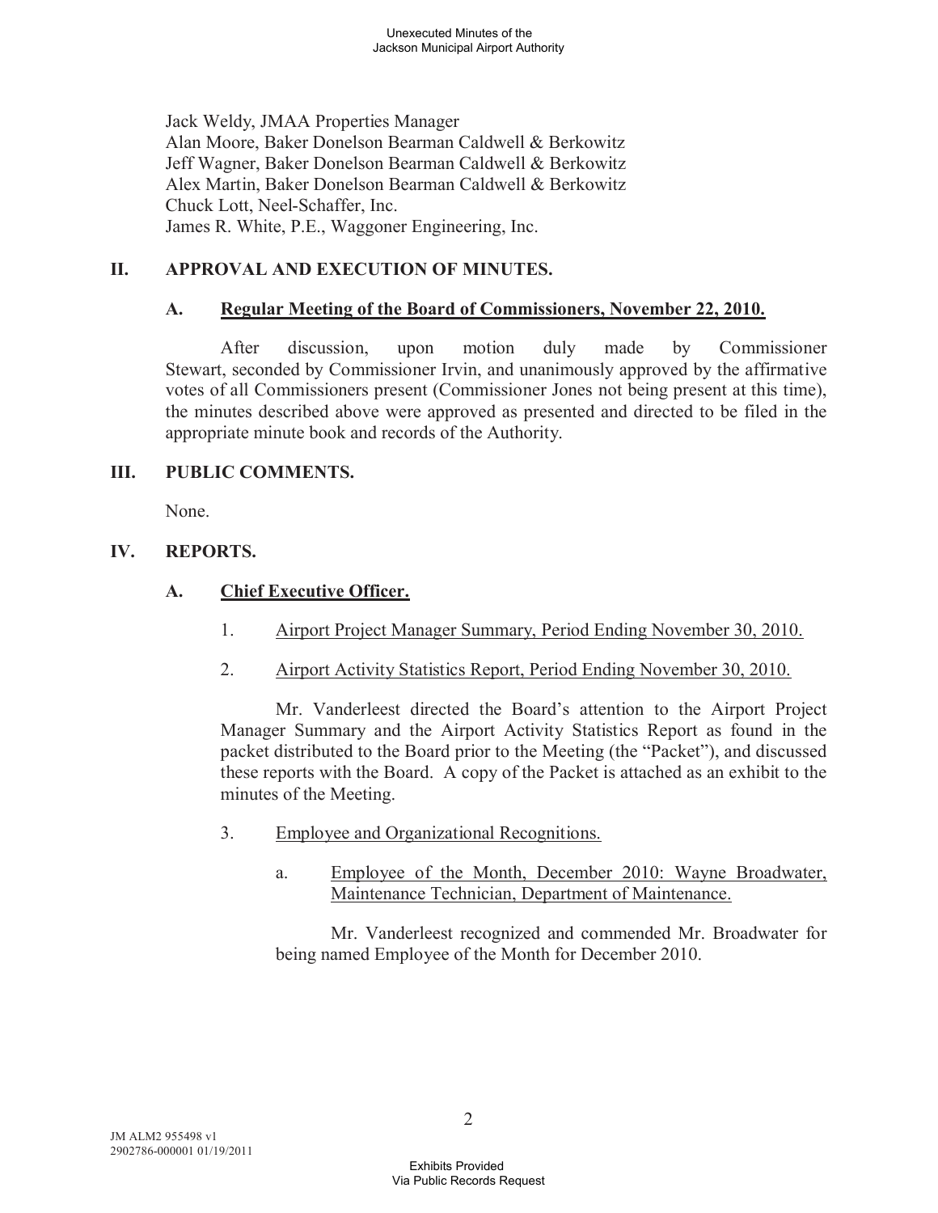Jack Weldy, JMAA Properties Manager
Alan Moore, Baker Donelson Bearman Caldwell & Berkowitz
Jeff Wagner, Baker Donelson Bearman Caldwell & Berkowitz
Alex Martin, Baker Donelson Bearman Caldwell & Berkowitz
Chuck Lott, Neel-Schaffer, Inc.
James R. White, P.E., Waggoner Engineering, Inc.

## II. APPROVAL AND EXECUTION OF MINUTES.

### A. Regular Meeting of the Board of Commissioners, November 22, 2010.

After discussion, upon motion duly made by Commissioner Stewart, seconded by Commissioner Irvin, and unanimously approved by the affirmative votes of all Commissioners present (Commissioner Jones not being present at this time), the minutes described above were approved as presented and directed to be filed in the appropriate minute book and records of the Authority.

## III. PUBLIC COMMENTS.

None.

## IV. REPORTS.

### A. Chief Executive Officer.

1. Airport Project Manager Summary, Period Ending November 30, 2010.

2. Airport Activity Statistics Report, Period Ending November 30, 2010.

Mr. Vanderleest directed the Board's attention to the Airport Project Manager Summary and the Airport Activity Statistics Report as found in the packet distributed to the Board prior to the Meeting (the "Packet"), and discussed these reports with the Board. A copy of the Packet is attached as an exhibit to the minutes of the Meeting.

3. Employee and Organizational Recognitions.

   a. Employee of the Month, December 2010: Wayne Broadwater, Maintenance Technician, Department of Maintenance.

   Mr. Vanderleest recognized and commended Mr. Broadwater for being named Employee of the Month for December 2010.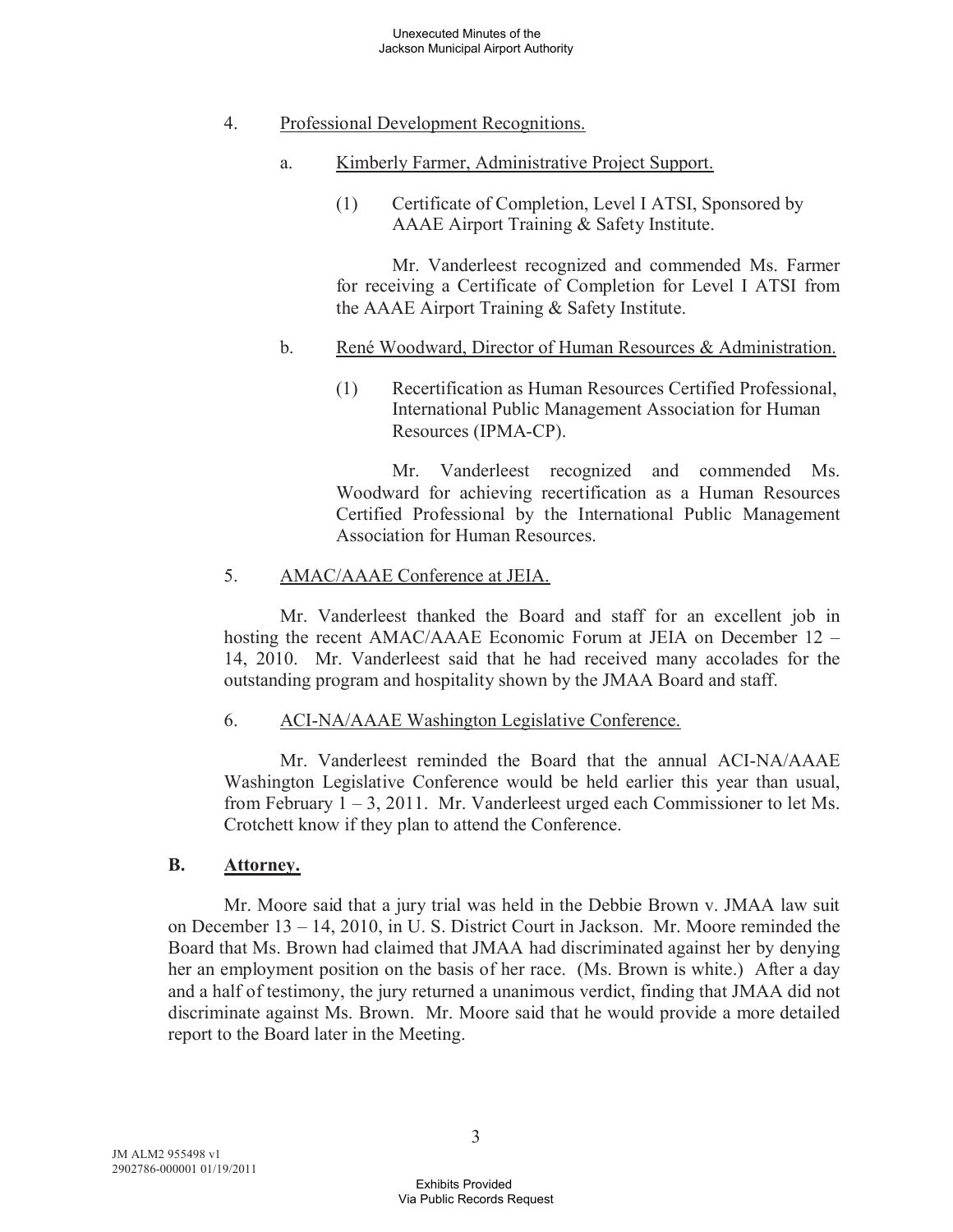4. Professional Development Recognitions.

   a. Kimberly Farmer, Administrative Project Support.

      (1) Certificate of Completion, Level I ATSI, Sponsored by AAAE Airport Training & Safety Institute.

      Mr. Vanderleest recognized and commended Ms. Farmer for receiving a Certificate of Completion for Level I ATSI from the AAAE Airport Training & Safety Institute.

   b. René Woodward, Director of Human Resources & Administration.

      (1) Recertification as Human Resources Certified Professional, International Public Management Association for Human Resources (IPMA-CP).

      Mr. Vanderleest recognized and commended Ms. Woodward for achieving recertification as a Human Resources Certified Professional by the International Public Management Association for Human Resources.

5. AMAC/AAAE Conference at JEIA.

   Mr. Vanderleest thanked the Board and staff for an excellent job in hosting the recent AMAC/AAAE Economic Forum at JEIA on December 12 – 14, 2010. Mr. Vanderleest said that he had received many accolades for the outstanding program and hospitality shown by the JMAA Board and staff.

6. ACI-NA/AAAE Washington Legislative Conference.

   Mr. Vanderleest reminded the Board that the annual ACI-NA/AAAE Washington Legislative Conference would be held earlier this year than usual, from February 1 – 3, 2011. Mr. Vanderleest urged each Commissioner to let Ms. Crotchett know if they plan to attend the Conference.

## B. Attorney.

Mr. Moore said that a jury trial was held in the Debbie Brown v. JMAA law suit on December 13 – 14, 2010, in U. S. District Court in Jackson. Mr. Moore reminded the Board that Ms. Brown had claimed that JMAA had discriminated against her by denying her an employment position on the basis of her race. (Ms. Brown is white.) After a day and a half of testimony, the jury returned a unanimous verdict, finding that JMAA did not discriminate against Ms. Brown. Mr. Moore said that he would provide a more detailed report to the Board later in the Meeting.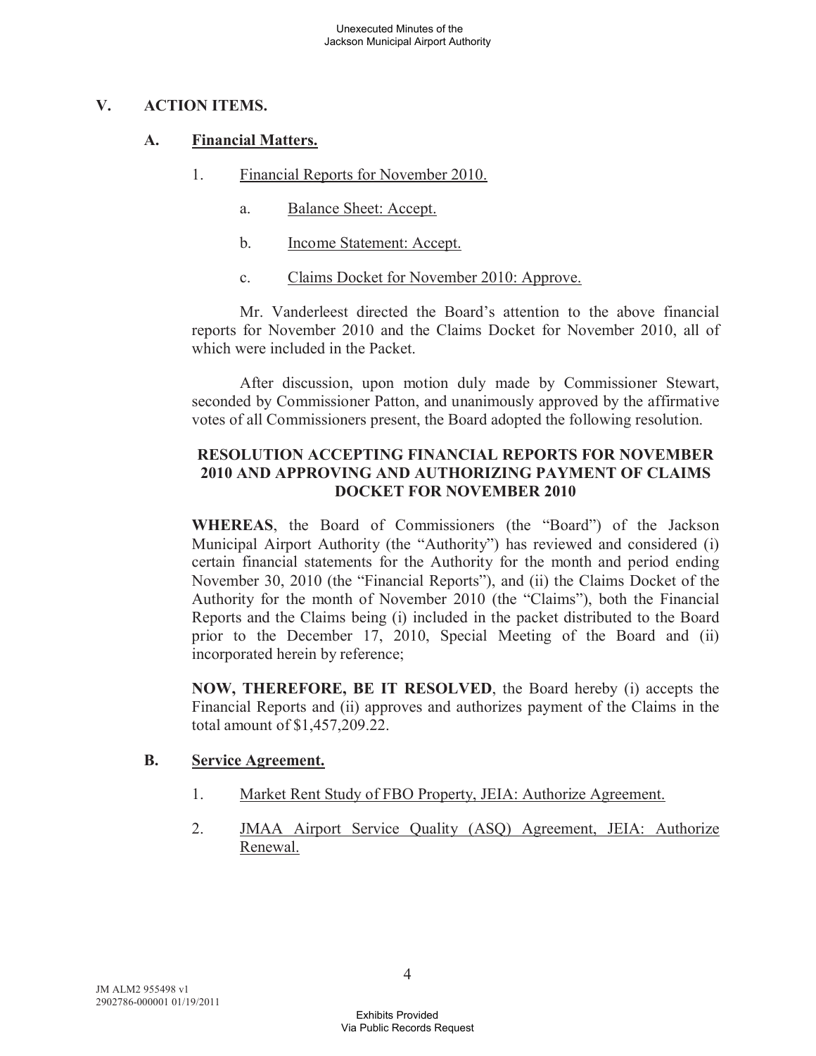## V. ACTION ITEMS.

### A. Financial Matters.

1. Financial Reports for November 2010.

   a. Balance Sheet: Accept.

   b. Income Statement: Accept.

   c. Claims Docket for November 2010: Approve.

Mr. Vanderleest directed the Board's attention to the above financial reports for November 2010 and the Claims Docket for November 2010, all of which were included in the Packet.

After discussion, upon motion duly made by Commissioner Stewart, seconded by Commissioner Patton, and unanimously approved by the affirmative votes of all Commissioners present, the Board adopted the following resolution.

**RESOLUTION ACCEPTING FINANCIAL REPORTS FOR NOVEMBER 2010 AND APPROVING AND AUTHORIZING PAYMENT OF CLAIMS DOCKET FOR NOVEMBER 2010**

**WHEREAS**, the Board of Commissioners (the "Board") of the Jackson Municipal Airport Authority (the "Authority") has reviewed and considered (i) certain financial statements for the Authority for the month and period ending November 30, 2010 (the "Financial Reports"), and (ii) the Claims Docket of the Authority for the month of November 2010 (the "Claims"), both the Financial Reports and the Claims being (i) included in the packet distributed to the Board prior to the December 17, 2010, Special Meeting of the Board and (ii) incorporated herein by reference;

**NOW, THEREFORE, BE IT RESOLVED**, the Board hereby (i) accepts the Financial Reports and (ii) approves and authorizes payment of the Claims in the total amount of $1,457,209.22.

### B. Service Agreement.

1. Market Rent Study of FBO Property, JEIA: Authorize Agreement.

2. JMAA Airport Service Quality (ASQ) Agreement, JEIA: Authorize Renewal.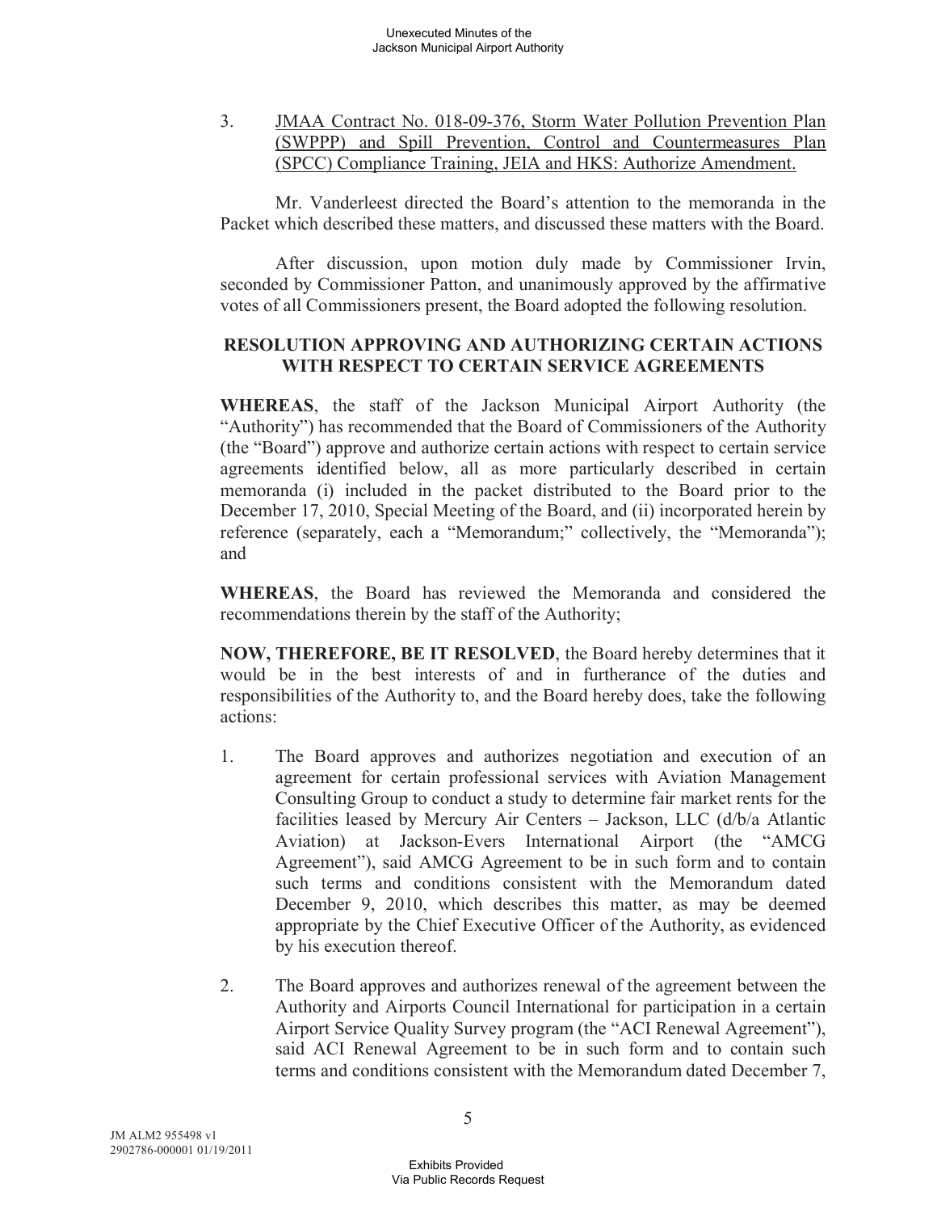3. <u>JMAA Contract No. 018-09-376, Storm Water Pollution Prevention Plan (SWPPP) and Spill Prevention, Control and Countermeasures Plan (SPCC) Compliance Training, JEIA and HKS: Authorize Amendment.</u>

Mr. Vanderleest directed the Board's attention to the memoranda in the Packet which described these matters, and discussed these matters with the Board.

After discussion, upon motion duly made by Commissioner Irvin, seconded by Commissioner Patton, and unanimously approved by the affirmative votes of all Commissioners present, the Board adopted the following resolution.

**RESOLUTION APPROVING AND AUTHORIZING CERTAIN ACTIONS WITH RESPECT TO CERTAIN SERVICE AGREEMENTS**

**WHEREAS**, the staff of the Jackson Municipal Airport Authority (the "Authority") has recommended that the Board of Commissioners of the Authority (the "Board") approve and authorize certain actions with respect to certain service agreements identified below, all as more particularly described in certain memoranda (i) included in the packet distributed to the Board prior to the December 17, 2010, Special Meeting of the Board, and (ii) incorporated herein by reference (separately, each a "Memorandum;" collectively, the "Memoranda"); and

**WHEREAS**, the Board has reviewed the Memoranda and considered the recommendations therein by the staff of the Authority;

**NOW, THEREFORE, BE IT RESOLVED**, the Board hereby determines that it would be in the best interests of and in furtherance of the duties and responsibilities of the Authority to, and the Board hereby does, take the following actions:

1. The Board approves and authorizes negotiation and execution of an agreement for certain professional services with Aviation Management Consulting Group to conduct a study to determine fair market rents for the facilities leased by Mercury Air Centers – Jackson, LLC (d/b/a Atlantic Aviation) at Jackson-Evers International Airport (the "AMCG Agreement"), said AMCG Agreement to be in such form and to contain such terms and conditions consistent with the Memorandum dated December 9, 2010, which describes this matter, as may be deemed appropriate by the Chief Executive Officer of the Authority, as evidenced by his execution thereof.

2. The Board approves and authorizes renewal of the agreement between the Authority and Airports Council International for participation in a certain Airport Service Quality Survey program (the "ACI Renewal Agreement"), said ACI Renewal Agreement to be in such form and to contain such terms and conditions consistent with the Memorandum dated December 7,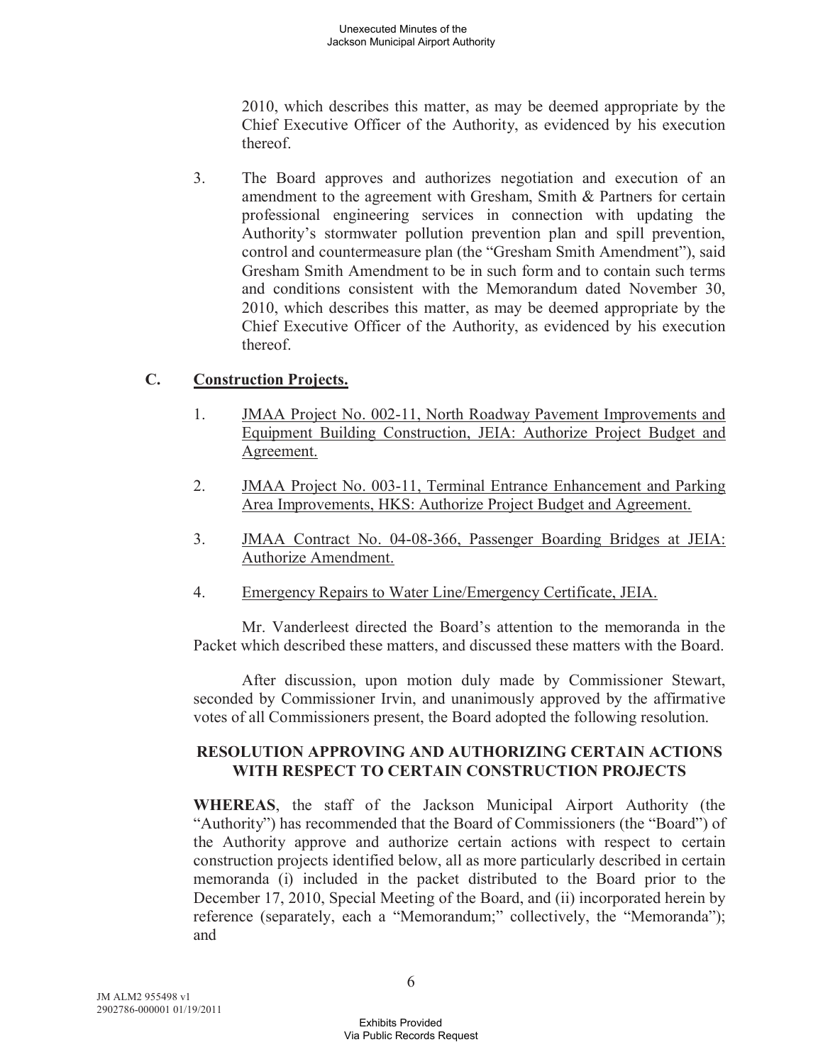2010, which describes this matter, as may be deemed appropriate by the Chief Executive Officer of the Authority, as evidenced by his execution thereof.

3. The Board approves and authorizes negotiation and execution of an amendment to the agreement with Gresham, Smith & Partners for certain professional engineering services in connection with updating the Authority's stormwater pollution prevention plan and spill prevention, control and countermeasure plan (the "Gresham Smith Amendment"), said Gresham Smith Amendment to be in such form and to contain such terms and conditions consistent with the Memorandum dated November 30, 2010, which describes this matter, as may be deemed appropriate by the Chief Executive Officer of the Authority, as evidenced by his execution thereof.

## C. Construction Projects.

1. JMAA Project No. 002-11, North Roadway Pavement Improvements and Equipment Building Construction, JEIA: Authorize Project Budget and Agreement.

2. JMAA Project No. 003-11, Terminal Entrance Enhancement and Parking Area Improvements, HKS: Authorize Project Budget and Agreement.

3. JMAA Contract No. 04-08-366, Passenger Boarding Bridges at JEIA: Authorize Amendment.

4. Emergency Repairs to Water Line/Emergency Certificate, JEIA.

Mr. Vanderleest directed the Board's attention to the memoranda in the Packet which described these matters, and discussed these matters with the Board.

After discussion, upon motion duly made by Commissioner Stewart, seconded by Commissioner Irvin, and unanimously approved by the affirmative votes of all Commissioners present, the Board adopted the following resolution.

**RESOLUTION APPROVING AND AUTHORIZING CERTAIN ACTIONS WITH RESPECT TO CERTAIN CONSTRUCTION PROJECTS**

**WHEREAS**, the staff of the Jackson Municipal Airport Authority (the "Authority") has recommended that the Board of Commissioners (the "Board") of the Authority approve and authorize certain actions with respect to certain construction projects identified below, all as more particularly described in certain memoranda (i) included in the packet distributed to the Board prior to the December 17, 2010, Special Meeting of the Board, and (ii) incorporated herein by reference (separately, each a "Memorandum;" collectively, the "Memoranda"); and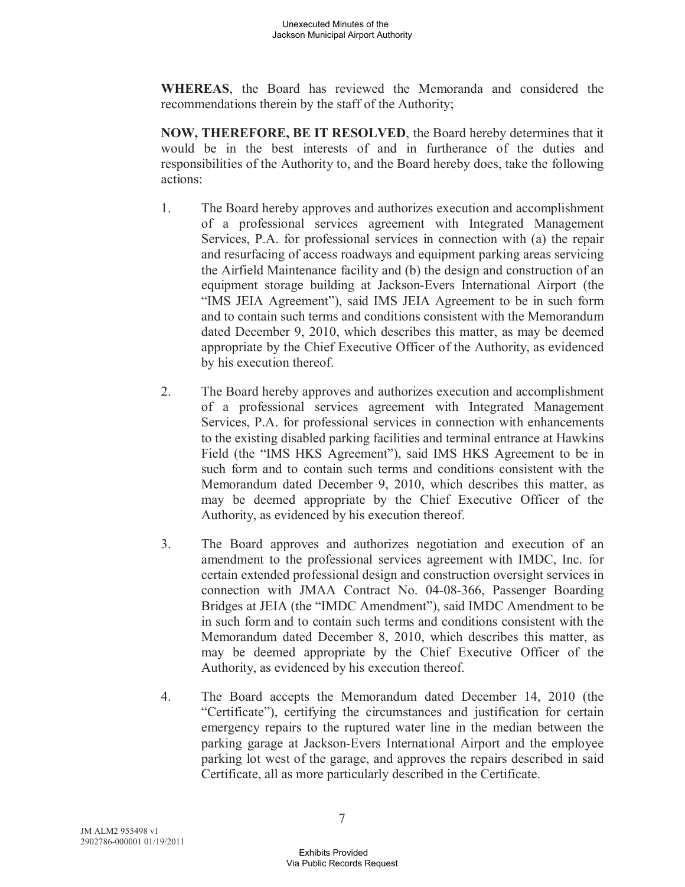**WHEREAS**, the Board has reviewed the Memoranda and considered the recommendations therein by the staff of the Authority;

**NOW, THEREFORE, BE IT RESOLVED**, the Board hereby determines that it would be in the best interests of and in furtherance of the duties and responsibilities of the Authority to, and the Board hereby does, take the following actions:

1. The Board hereby approves and authorizes execution and accomplishment of a professional services agreement with Integrated Management Services, P.A. for professional services in connection with (a) the repair and resurfacing of access roadways and equipment parking areas servicing the Airfield Maintenance facility and (b) the design and construction of an equipment storage building at Jackson-Evers International Airport (the "IMS JEIA Agreement"), said IMS JEIA Agreement to be in such form and to contain such terms and conditions consistent with the Memorandum dated December 9, 2010, which describes this matter, as may be deemed appropriate by the Chief Executive Officer of the Authority, as evidenced by his execution thereof.

2. The Board hereby approves and authorizes execution and accomplishment of a professional services agreement with Integrated Management Services, P.A. for professional services in connection with enhancements to the existing disabled parking facilities and terminal entrance at Hawkins Field (the "IMS HKS Agreement"), said IMS HKS Agreement to be in such form and to contain such terms and conditions consistent with the Memorandum dated December 9, 2010, which describes this matter, as may be deemed appropriate by the Chief Executive Officer of the Authority, as evidenced by his execution thereof.

3. The Board approves and authorizes negotiation and execution of an amendment to the professional services agreement with IMDC, Inc. for certain extended professional design and construction oversight services in connection with JMAA Contract No. 04-08-366, Passenger Boarding Bridges at JEIA (the "IMDC Amendment"), said IMDC Amendment to be in such form and to contain such terms and conditions consistent with the Memorandum dated December 8, 2010, which describes this matter, as may be deemed appropriate by the Chief Executive Officer of the Authority, as evidenced by his execution thereof.

4. The Board accepts the Memorandum dated December 14, 2010 (the "Certificate"), certifying the circumstances and justification for certain emergency repairs to the ruptured water line in the median between the parking garage at Jackson-Evers International Airport and the employee parking lot west of the garage, and approves the repairs described in said Certificate, all as more particularly described in the Certificate.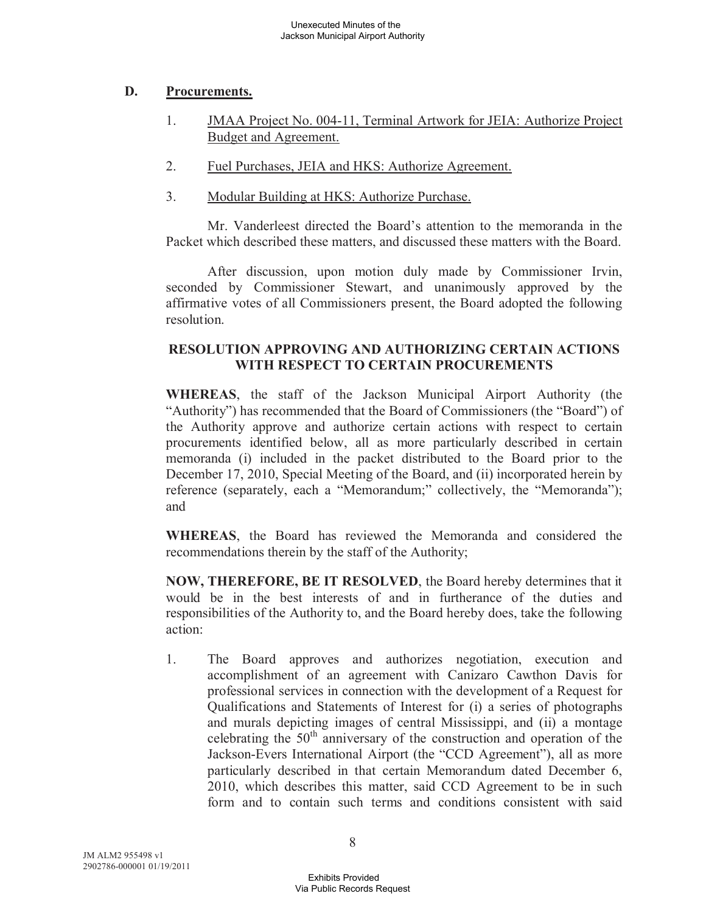## D. Procurements.

1. JMAA Project No. 004-11, Terminal Artwork for JEIA: Authorize Project Budget and Agreement.

2. Fuel Purchases, JEIA and HKS: Authorize Agreement.

3. Modular Building at HKS: Authorize Purchase.

Mr. Vanderleest directed the Board's attention to the memoranda in the Packet which described these matters, and discussed these matters with the Board.

After discussion, upon motion duly made by Commissioner Irvin, seconded by Commissioner Stewart, and unanimously approved by the affirmative votes of all Commissioners present, the Board adopted the following resolution.

**RESOLUTION APPROVING AND AUTHORIZING CERTAIN ACTIONS WITH RESPECT TO CERTAIN PROCUREMENTS**

**WHEREAS**, the staff of the Jackson Municipal Airport Authority (the "Authority") has recommended that the Board of Commissioners (the "Board") of the Authority approve and authorize certain actions with respect to certain procurements identified below, all as more particularly described in certain memoranda (i) included in the packet distributed to the Board prior to the December 17, 2010, Special Meeting of the Board, and (ii) incorporated herein by reference (separately, each a "Memorandum;" collectively, the "Memoranda"); and

**WHEREAS**, the Board has reviewed the Memoranda and considered the recommendations therein by the staff of the Authority;

**NOW, THEREFORE, BE IT RESOLVED**, the Board hereby determines that it would be in the best interests of and in furtherance of the duties and responsibilities of the Authority to, and the Board hereby does, take the following action:

1. The Board approves and authorizes negotiation, execution and accomplishment of an agreement with Canizaro Cawthon Davis for professional services in connection with the development of a Request for Qualifications and Statements of Interest for (i) a series of photographs and murals depicting images of central Mississippi, and (ii) a montage celebrating the 50th anniversary of the construction and operation of the Jackson-Evers International Airport (the "CCD Agreement"), all as more particularly described in that certain Memorandum dated December 6, 2010, which describes this matter, said CCD Agreement to be in such form and to contain such terms and conditions consistent with said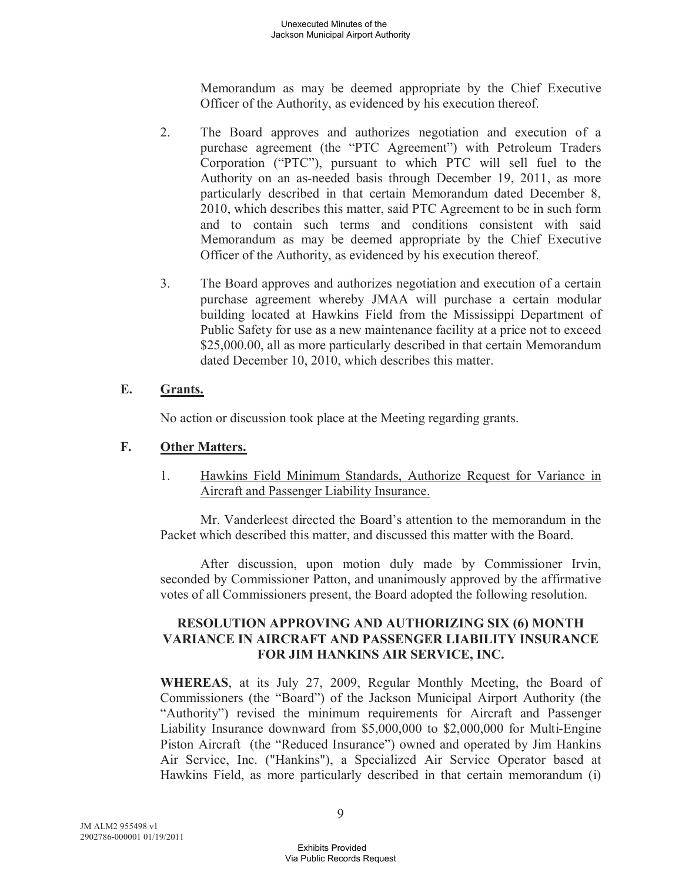Memorandum as may be deemed appropriate by the Chief Executive Officer of the Authority, as evidenced by his execution thereof.

2. The Board approves and authorizes negotiation and execution of a purchase agreement (the "PTC Agreement") with Petroleum Traders Corporation ("PTC"), pursuant to which PTC will sell fuel to the Authority on an as-needed basis through December 19, 2011, as more particularly described in that certain Memorandum dated December 8, 2010, which describes this matter, said PTC Agreement to be in such form and to contain such terms and conditions consistent with said Memorandum as may be deemed appropriate by the Chief Executive Officer of the Authority, as evidenced by his execution thereof.

3. The Board approves and authorizes negotiation and execution of a certain purchase agreement whereby JMAA will purchase a certain modular building located at Hawkins Field from the Mississippi Department of Public Safety for use as a new maintenance facility at a price not to exceed \$25,000.00, all as more particularly described in that certain Memorandum dated December 10, 2010, which describes this matter.

## E. Grants.

No action or discussion took place at the Meeting regarding grants.

## F. Other Matters.

1. Hawkins Field Minimum Standards, Authorize Request for Variance in Aircraft and Passenger Liability Insurance.

Mr. Vanderleest directed the Board's attention to the memorandum in the Packet which described this matter, and discussed this matter with the Board.

After discussion, upon motion duly made by Commissioner Irvin, seconded by Commissioner Patton, and unanimously approved by the affirmative votes of all Commissioners present, the Board adopted the following resolution.

**RESOLUTION APPROVING AND AUTHORIZING SIX (6) MONTH VARIANCE IN AIRCRAFT AND PASSENGER LIABILITY INSURANCE FOR JIM HANKINS AIR SERVICE, INC.**

**WHEREAS**, at its July 27, 2009, Regular Monthly Meeting, the Board of Commissioners (the "Board") of the Jackson Municipal Airport Authority (the "Authority") revised the minimum requirements for Aircraft and Passenger Liability Insurance downward from \$5,000,000 to \$2,000,000 for Multi-Engine Piston Aircraft (the "Reduced Insurance") owned and operated by Jim Hankins Air Service, Inc. ("Hankins"), a Specialized Air Service Operator based at Hawkins Field, as more particularly described in that certain memorandum (i)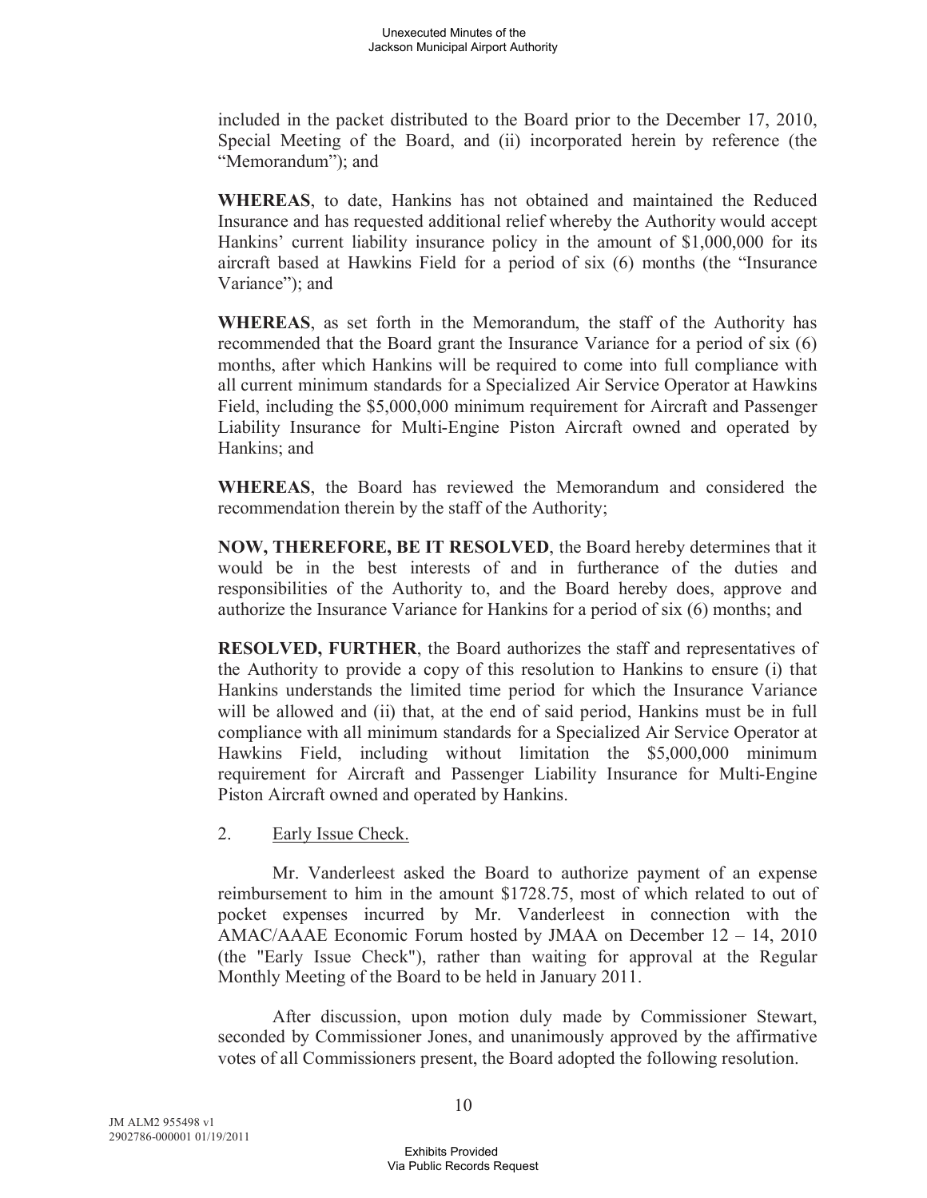included in the packet distributed to the Board prior to the December 17, 2010, Special Meeting of the Board, and (ii) incorporated herein by reference (the "Memorandum"); and

**WHEREAS**, to date, Hankins has not obtained and maintained the Reduced Insurance and has requested additional relief whereby the Authority would accept Hankins' current liability insurance policy in the amount of $1,000,000 for its aircraft based at Hawkins Field for a period of six (6) months (the "Insurance Variance"); and

**WHEREAS**, as set forth in the Memorandum, the staff of the Authority has recommended that the Board grant the Insurance Variance for a period of six (6) months, after which Hankins will be required to come into full compliance with all current minimum standards for a Specialized Air Service Operator at Hawkins Field, including the $5,000,000 minimum requirement for Aircraft and Passenger Liability Insurance for Multi-Engine Piston Aircraft owned and operated by Hankins; and

**WHEREAS**, the Board has reviewed the Memorandum and considered the recommendation therein by the staff of the Authority;

**NOW, THEREFORE, BE IT RESOLVED**, the Board hereby determines that it would be in the best interests of and in furtherance of the duties and responsibilities of the Authority to, and the Board hereby does, approve and authorize the Insurance Variance for Hankins for a period of six (6) months; and

**RESOLVED, FURTHER**, the Board authorizes the staff and representatives of the Authority to provide a copy of this resolution to Hankins to ensure (i) that Hankins understands the limited time period for which the Insurance Variance will be allowed and (ii) that, at the end of said period, Hankins must be in full compliance with all minimum standards for a Specialized Air Service Operator at Hawkins Field, including without limitation the $5,000,000 minimum requirement for Aircraft and Passenger Liability Insurance for Multi-Engine Piston Aircraft owned and operated by Hankins.

2. Early Issue Check.

Mr. Vanderleest asked the Board to authorize payment of an expense reimbursement to him in the amount $1728.75, most of which related to out of pocket expenses incurred by Mr. Vanderleest in connection with the AMAC/AAAE Economic Forum hosted by JMAA on December 12 – 14, 2010 (the "Early Issue Check"), rather than waiting for approval at the Regular Monthly Meeting of the Board to be held in January 2011.

After discussion, upon motion duly made by Commissioner Stewart, seconded by Commissioner Jones, and unanimously approved by the affirmative votes of all Commissioners present, the Board adopted the following resolution.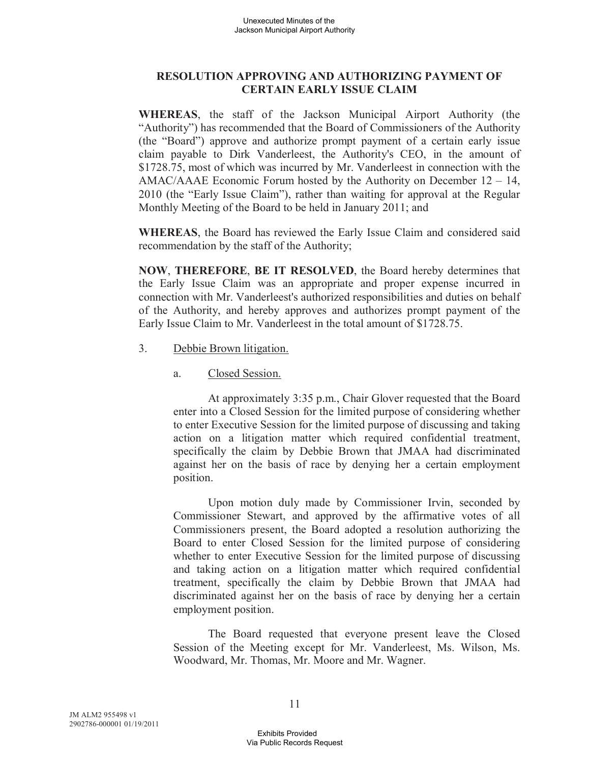**RESOLUTION APPROVING AND AUTHORIZING PAYMENT OF CERTAIN EARLY ISSUE CLAIM**

**WHEREAS**, the staff of the Jackson Municipal Airport Authority (the "Authority") has recommended that the Board of Commissioners of the Authority (the "Board") approve and authorize prompt payment of a certain early issue claim payable to Dirk Vanderleest, the Authority's CEO, in the amount of $1728.75, most of which was incurred by Mr. Vanderleest in connection with the AMAC/AAAE Economic Forum hosted by the Authority on December 12 – 14, 2010 (the "Early Issue Claim"), rather than waiting for approval at the Regular Monthly Meeting of the Board to be held in January 2011; and

**WHEREAS**, the Board has reviewed the Early Issue Claim and considered said recommendation by the staff of the Authority;

**NOW**, **THEREFORE**, **BE IT RESOLVED**, the Board hereby determines that the Early Issue Claim was an appropriate and proper expense incurred in connection with Mr. Vanderleest's authorized responsibilities and duties on behalf of the Authority, and hereby approves and authorizes prompt payment of the Early Issue Claim to Mr. Vanderleest in the total amount of $1728.75.

3. Debbie Brown litigation.

   a. Closed Session.

      At approximately 3:35 p.m., Chair Glover requested that the Board enter into a Closed Session for the limited purpose of considering whether to enter Executive Session for the limited purpose of discussing and taking action on a litigation matter which required confidential treatment, specifically the claim by Debbie Brown that JMAA had discriminated against her on the basis of race by denying her a certain employment position.

      Upon motion duly made by Commissioner Irvin, seconded by Commissioner Stewart, and approved by the affirmative votes of all Commissioners present, the Board adopted a resolution authorizing the Board to enter Closed Session for the limited purpose of considering whether to enter Executive Session for the limited purpose of discussing and taking action on a litigation matter which required confidential treatment, specifically the claim by Debbie Brown that JMAA had discriminated against her on the basis of race by denying her a certain employment position.

      The Board requested that everyone present leave the Closed Session of the Meeting except for Mr. Vanderleest, Ms. Wilson, Ms. Woodward, Mr. Thomas, Mr. Moore and Mr. Wagner.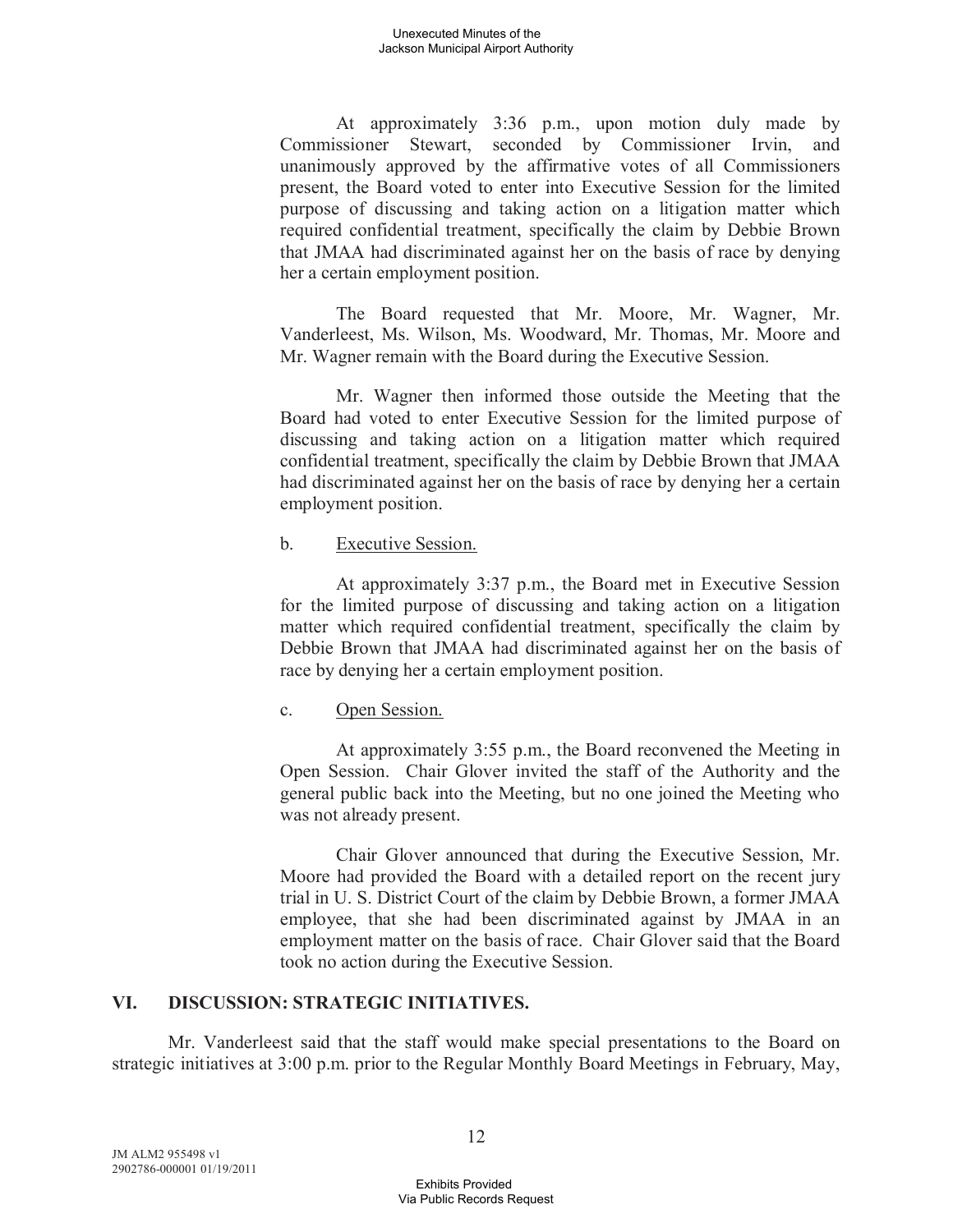At approximately 3:36 p.m., upon motion duly made by Commissioner Stewart, seconded by Commissioner Irvin, and unanimously approved by the affirmative votes of all Commissioners present, the Board voted to enter into Executive Session for the limited purpose of discussing and taking action on a litigation matter which required confidential treatment, specifically the claim by Debbie Brown that JMAA had discriminated against her on the basis of race by denying her a certain employment position.

The Board requested that Mr. Moore, Mr. Wagner, Mr. Vanderleest, Ms. Wilson, Ms. Woodward, Mr. Thomas, Mr. Moore and Mr. Wagner remain with the Board during the Executive Session.

Mr. Wagner then informed those outside the Meeting that the Board had voted to enter Executive Session for the limited purpose of discussing and taking action on a litigation matter which required confidential treatment, specifically the claim by Debbie Brown that JMAA had discriminated against her on the basis of race by denying her a certain employment position.

b. Executive Session.

At approximately 3:37 p.m., the Board met in Executive Session for the limited purpose of discussing and taking action on a litigation matter which required confidential treatment, specifically the claim by Debbie Brown that JMAA had discriminated against her on the basis of race by denying her a certain employment position.

c. Open Session.

At approximately 3:55 p.m., the Board reconvened the Meeting in Open Session. Chair Glover invited the staff of the Authority and the general public back into the Meeting, but no one joined the Meeting who was not already present.

Chair Glover announced that during the Executive Session, Mr. Moore had provided the Board with a detailed report on the recent jury trial in U. S. District Court of the claim by Debbie Brown, a former JMAA employee, that she had been discriminated against by JMAA in an employment matter on the basis of race. Chair Glover said that the Board took no action during the Executive Session.

## VI. DISCUSSION: STRATEGIC INITIATIVES.

Mr. Vanderleest said that the staff would make special presentations to the Board on strategic initiatives at 3:00 p.m. prior to the Regular Monthly Board Meetings in February, May,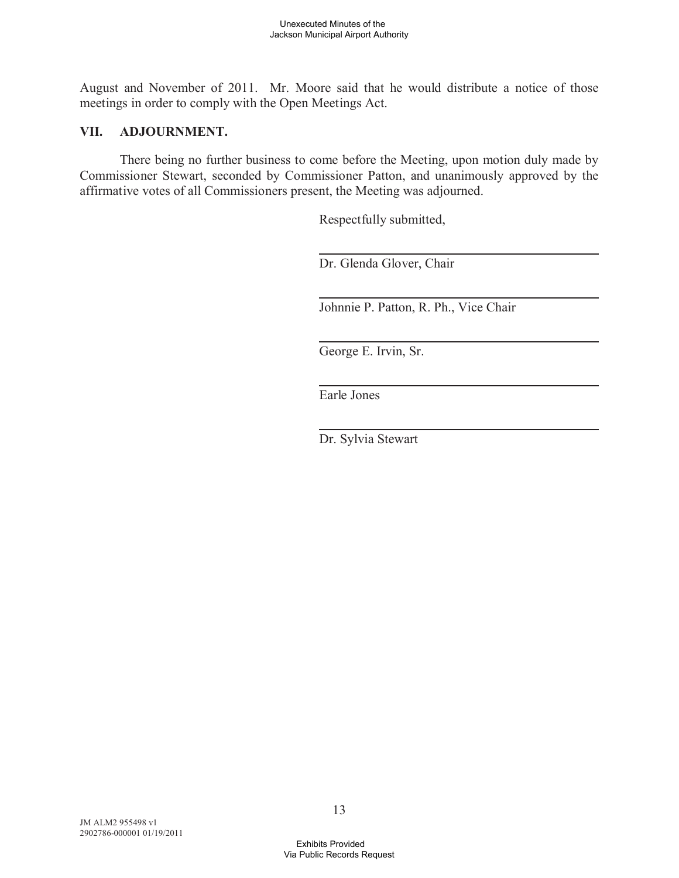August and November of 2011. Mr. Moore said that he would distribute a notice of those meetings in order to comply with the Open Meetings Act.

## VII. ADJOURNMENT.

There being no further business to come before the Meeting, upon motion duly made by Commissioner Stewart, seconded by Commissioner Patton, and unanimously approved by the affirmative votes of all Commissioners present, the Meeting was adjourned.

Respectfully submitted,

\_\_\_\_\_\_\_\_\_\_\_\_\_\_\_\_\_\_\_\_\_\_\_\_\_\_\_\_\_\_\_\_
Dr. Glenda Glover, Chair

\_\_\_\_\_\_\_\_\_\_\_\_\_\_\_\_\_\_\_\_\_\_\_\_\_\_\_\_\_\_\_\_
Johnnie P. Patton, R. Ph., Vice Chair

\_\_\_\_\_\_\_\_\_\_\_\_\_\_\_\_\_\_\_\_\_\_\_\_\_\_\_\_\_\_\_\_
George E. Irvin, Sr.

\_\_\_\_\_\_\_\_\_\_\_\_\_\_\_\_\_\_\_\_\_\_\_\_\_\_\_\_\_\_\_\_
Earle Jones

\_\_\_\_\_\_\_\_\_\_\_\_\_\_\_\_\_\_\_\_\_\_\_\_\_\_\_\_\_\_\_\_
Dr. Sylvia Stewart

JM ALM2 955498 v1
2902786-000001 01/19/2011